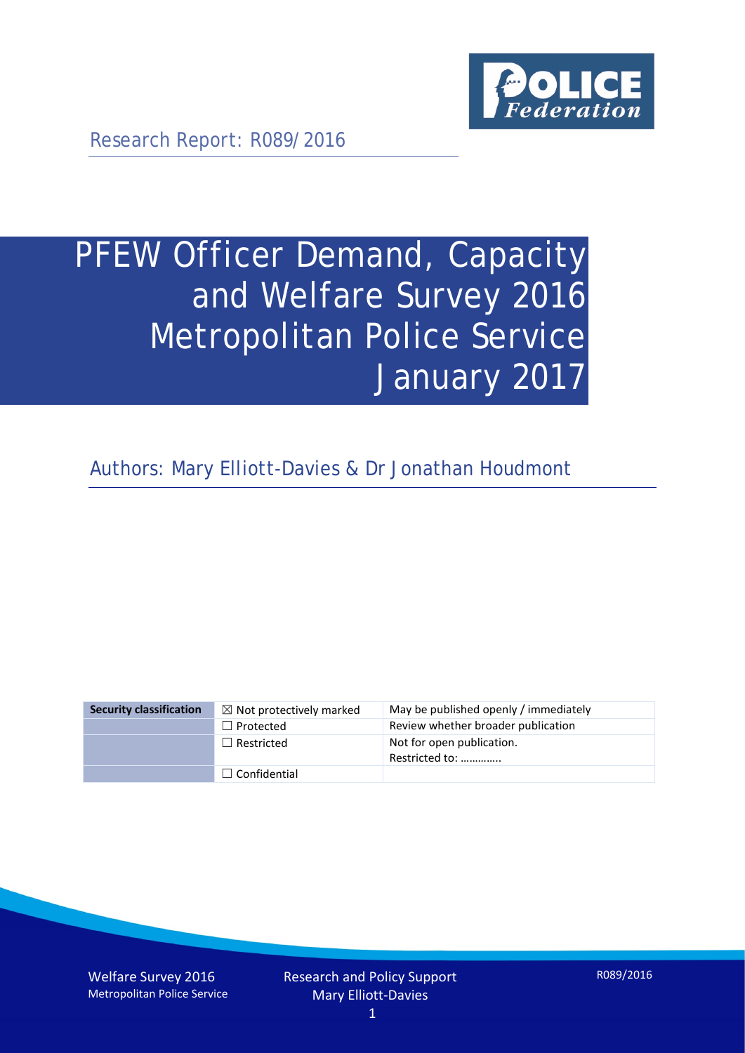Research Report: R089/2016

# PFEW Officer Demand, Capacity and Welfare Survey 2016 Metropolitan Police Service January 2017

Authors: Mary Elliott-Davies & Dr Jonathan Houdmont

| Security classification | | |
|---|---|---|
| | ☒ Not protectively marked | May be published openly / immediately |
| | ☐ Protected | Review whether broader publication |
| | ☐ Restricted | Not for open publication. Restricted to: ………….. |
| | ☐ Confidential | |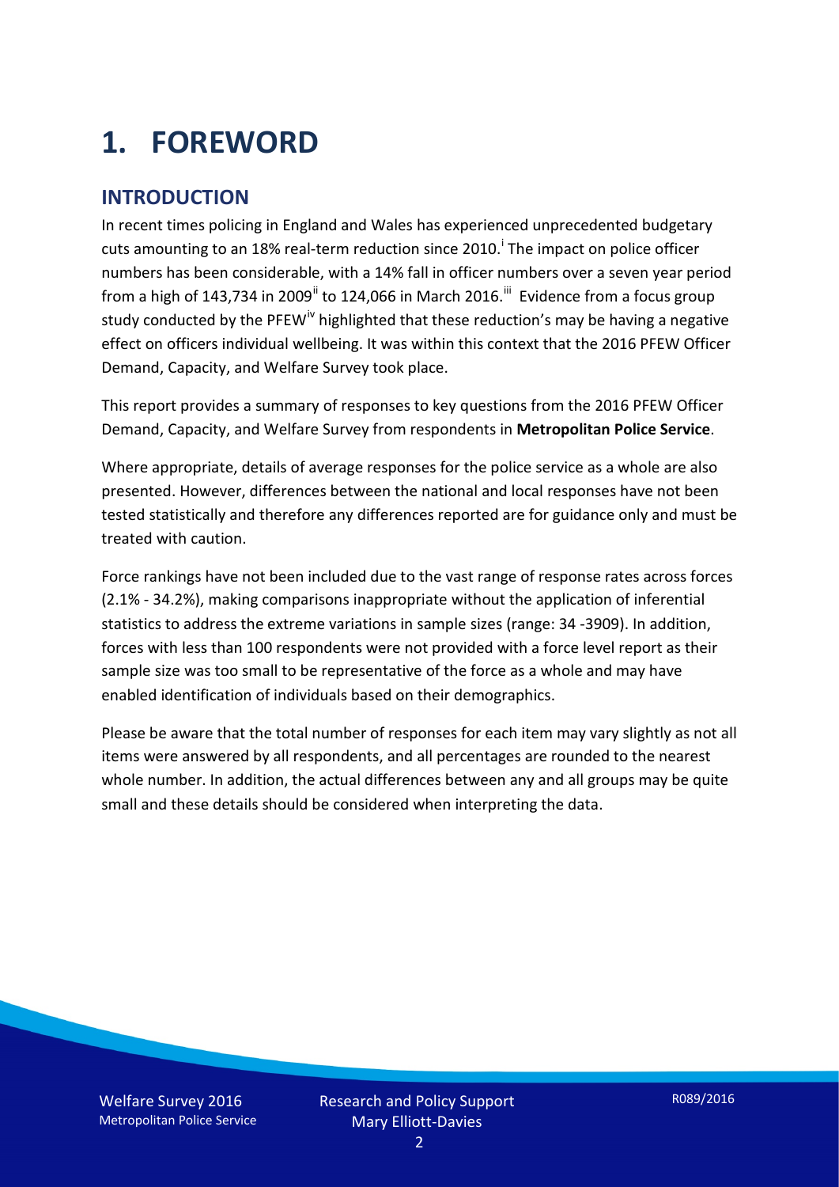# 1. FOREWORD

## INTRODUCTION

In recent times policing in England and Wales has experienced unprecedented budgetary cuts amounting to an 18% real-term reduction since 2010.[i] The impact on police officer numbers has been considerable, with a 14% fall in officer numbers over a seven year period from a high of 143,734 in 2009[ii] to 124,066 in March 2016.[iii] Evidence from a focus group study conducted by the PFEW[iv] highlighted that these reduction's may be having a negative effect on officers individual wellbeing. It was within this context that the 2016 PFEW Officer Demand, Capacity, and Welfare Survey took place.

This report provides a summary of responses to key questions from the 2016 PFEW Officer Demand, Capacity, and Welfare Survey from respondents in **Metropolitan Police Service**.

Where appropriate, details of average responses for the police service as a whole are also presented. However, differences between the national and local responses have not been tested statistically and therefore any differences reported are for guidance only and must be treated with caution.

Force rankings have not been included due to the vast range of response rates across forces (2.1% - 34.2%), making comparisons inappropriate without the application of inferential statistics to address the extreme variations in sample sizes (range: 34 -3909). In addition, forces with less than 100 respondents were not provided with a force level report as their sample size was too small to be representative of the force as a whole and may have enabled identification of individuals based on their demographics.

Please be aware that the total number of responses for each item may vary slightly as not all items were answered by all respondents, and all percentages are rounded to the nearest whole number. In addition, the actual differences between any and all groups may be quite small and these details should be considered when interpreting the data.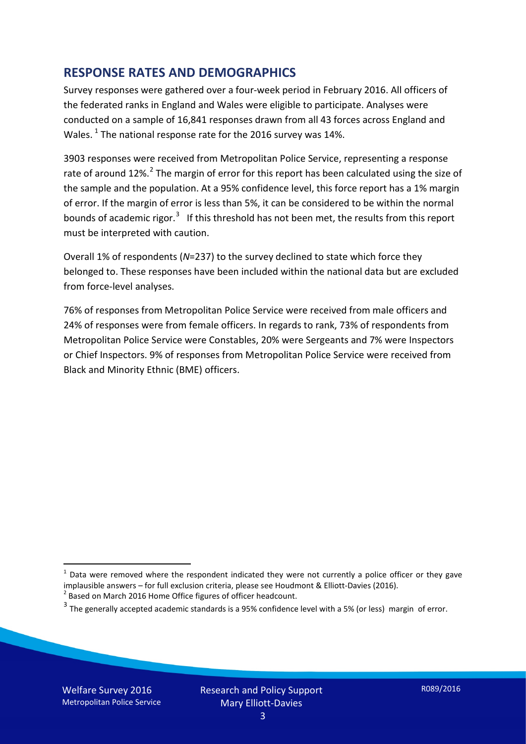## RESPONSE RATES AND DEMOGRAPHICS

Survey responses were gathered over a four-week period in February 2016. All officers of the federated ranks in England and Wales were eligible to participate. Analyses were conducted on a sample of 16,841 responses drawn from all 43 forces across England and Wales. [1] The national response rate for the 2016 survey was 14%.

3903 responses were received from Metropolitan Police Service, representing a response rate of around 12%. [2] The margin of error for this report has been calculated using the size of the sample and the population. At a 95% confidence level, this force report has a 1% margin of error. If the margin of error is less than 5%, it can be considered to be within the normal bounds of academic rigor. [3] If this threshold has not been met, the results from this report must be interpreted with caution.

Overall 1% of respondents (*N*=237) to the survey declined to state which force they belonged to. These responses have been included within the national data but are excluded from force-level analyses.

76% of responses from Metropolitan Police Service were received from male officers and 24% of responses were from female officers. In regards to rank, 73% of respondents from Metropolitan Police Service were Constables, 20% were Sergeants and 7% were Inspectors or Chief Inspectors. 9% of responses from Metropolitan Police Service were received from Black and Minority Ethnic (BME) officers.

---

[1] Data were removed where the respondent indicated they were not currently a police officer or they gave implausible answers – for full exclusion criteria, please see Houdmont & Elliott-Davies (2016).

[2] Based on March 2016 Home Office figures of officer headcount.

[3] The generally accepted academic standards is a 95% confidence level with a 5% (or less) margin of error.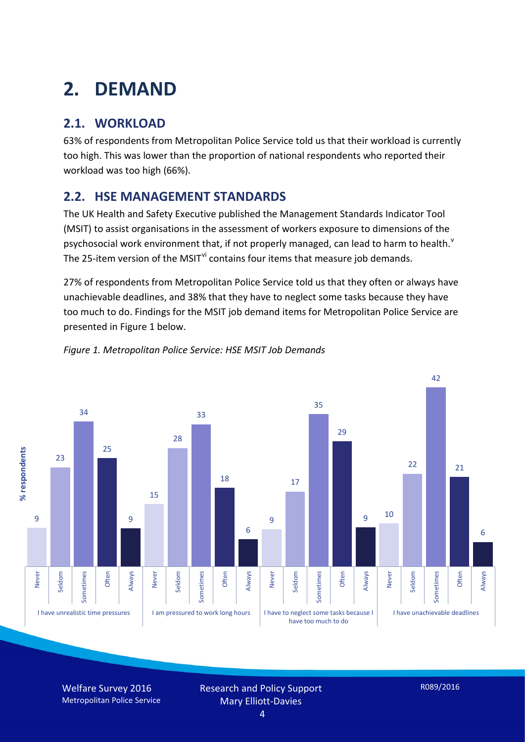# 2. DEMAND

## 2.1. WORKLOAD

63% of respondents from Metropolitan Police Service told us that their workload is currently too high. This was lower than the proportion of national respondents who reported their workload was too high (66%).

## 2.2. HSE MANAGEMENT STANDARDS

The UK Health and Safety Executive published the Management Standards Indicator Tool (MSIT) to assist organisations in the assessment of workers exposure to dimensions of the psychosocial work environment that, if not properly managed, can lead to harm to health.[v] The 25-item version of the MSIT[vi] contains four items that measure job demands.

27% of respondents from Metropolitan Police Service told us that they often or always have unachievable deadlines, and 38% that they have to neglect some tasks because they have too much to do. Findings for the MSIT job demand items for Metropolitan Police Service are presented in Figure 1 below.

*Figure 1. Metropolitan Police Service: HSE MSIT Job Demands*

| % respondents | Never | Seldom | Sometimes | Often | Always |
|---|---|---|---|---|---|
| I have unrealistic time pressures | 9 | 23 | 34 | 25 | 9 |
| I am pressured to work long hours | 15 | 28 | 33 | 18 | 6 |
| I have to neglect some tasks because I have too much to do | 9 | 17 | 35 | 29 | 9 |
| I have unachievable deadlines | 10 | 22 | 42 | 21 | 6 |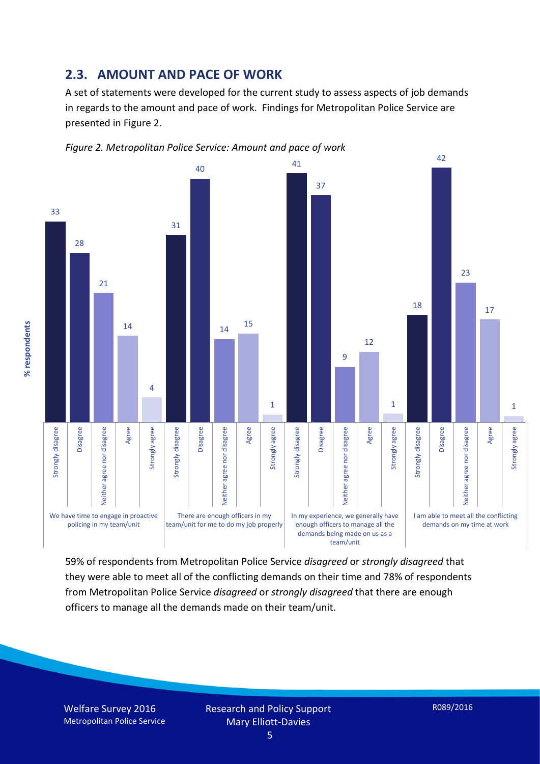## 2.3. AMOUNT AND PACE OF WORK

A set of statements were developed for the current study to assess aspects of job demands in regards to the amount and pace of work. Findings for Metropolitan Police Service are presented in Figure 2.

*Figure 2. Metropolitan Police Service: Amount and pace of work*

| % respondents | Strongly disagree | Disagree | Neither agree nor disagree | Agree | Strongly agree |
|---|---|---|---|---|---|
| We have time to engage in proactive policing in my team/unit | 33 | 28 | 21 | 14 | 4 |
| There are enough officers in my team/unit for me to do my job properly | 31 | 40 | 14 | 15 | 1 |
| In my experience, we generally have enough officers to manage all the demands being made on us as a team/unit | 41 | 37 | 9 | 12 | 1 |
| I am able to meet all the conflicting demands on my time at work | 18 | 42 | 23 | 17 | 1 |

59% of respondents from Metropolitan Police Service *disagreed* or *strongly disagreed* that they were able to meet all of the conflicting demands on their time and 78% of respondents from Metropolitan Police Service *disagreed* or *strongly disagreed* that there are enough officers to manage all the demands made on their team/unit.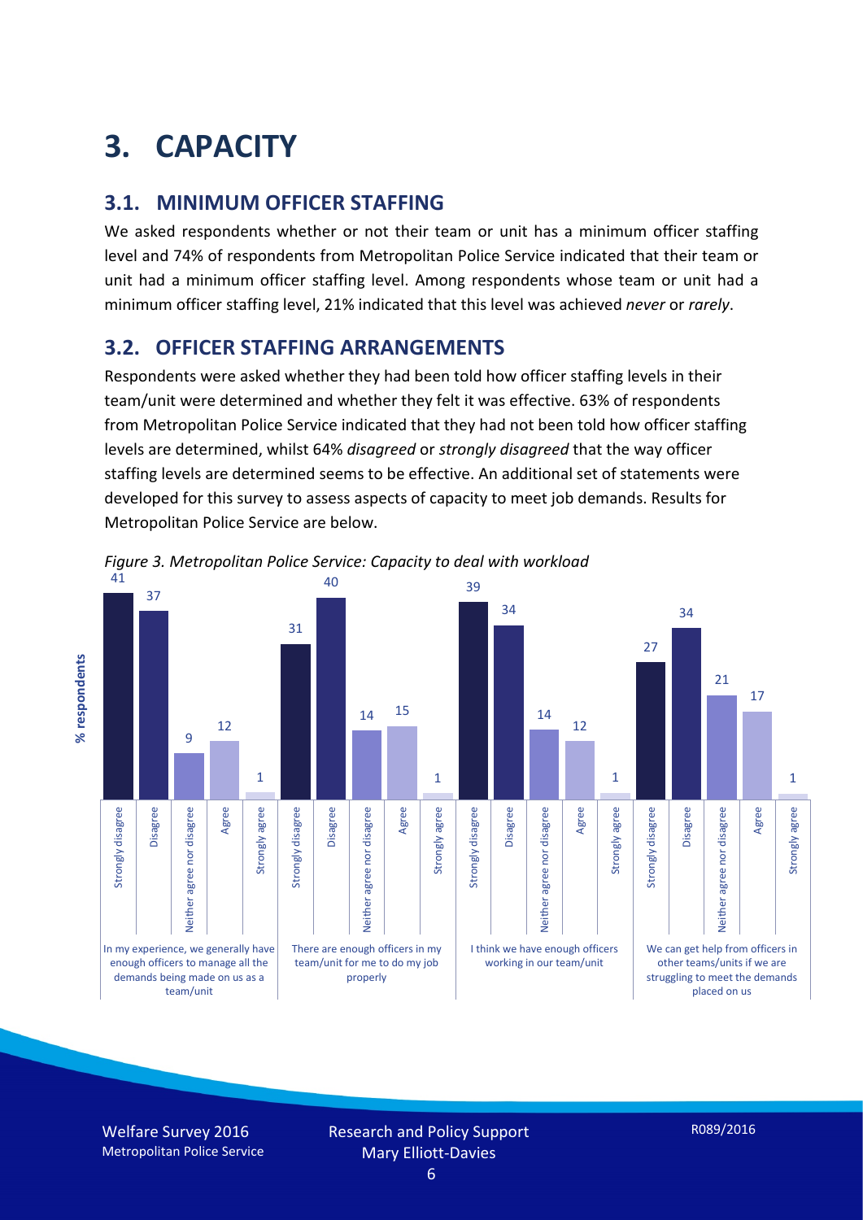# 3. CAPACITY

## 3.1. MINIMUM OFFICER STAFFING

We asked respondents whether or not their team or unit has a minimum officer staffing level and 74% of respondents from Metropolitan Police Service indicated that their team or unit had a minimum officer staffing level. Among respondents whose team or unit had a minimum officer staffing level, 21% indicated that this level was achieved *never* or *rarely*.

## 3.2. OFFICER STAFFING ARRANGEMENTS

Respondents were asked whether they had been told how officer staffing levels in their team/unit were determined and whether they felt it was effective. 63% of respondents from Metropolitan Police Service indicated that they had not been told how officer staffing levels are determined, whilst 64% *disagreed* or *strongly disagreed* that the way officer staffing levels are determined seems to be effective. An additional set of statements were developed for this survey to assess aspects of capacity to meet job demands. Results for Metropolitan Police Service are below.

*Figure 3. Metropolitan Police Service: Capacity to deal with workload*

| % respondents | Strongly disagree | Disagree | Neither agree nor disagree | Agree | Strongly agree |
|---|---|---|---|---|---|
| In my experience, we generally have enough officers to manage all the demands being made on us as a team/unit | 41 | 37 | 9 | 12 | 1 |
| There are enough officers in my team/unit for me to do my job properly | 31 | 40 | 14 | 15 | 1 |
| I think we have enough officers working in our team/unit | 39 | 34 | 14 | 12 | 1 |
| We can get help from officers in other teams/units if we are struggling to meet the demands placed on us | 27 | 34 | 21 | 17 | 1 |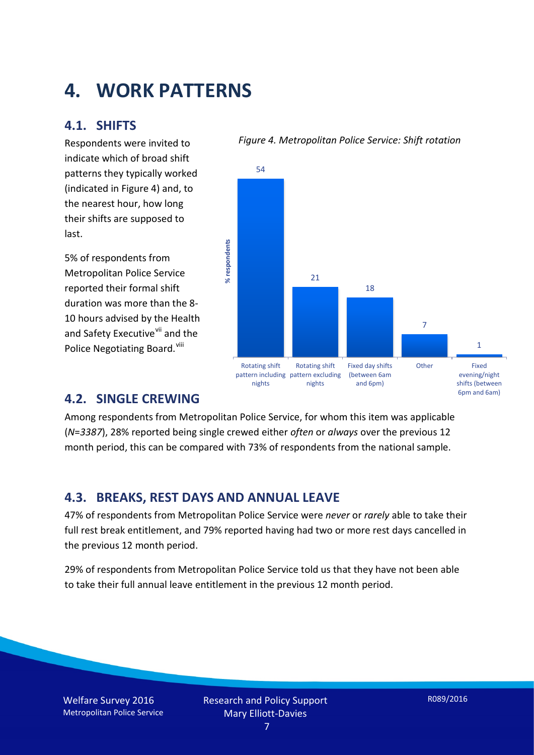# 4. WORK PATTERNS

## 4.1. SHIFTS

Respondents were invited to indicate which of broad shift patterns they typically worked (indicated in Figure 4) and, to the nearest hour, how long their shifts are supposed to last.

5% of respondents from Metropolitan Police Service reported their formal shift duration was more than the 8-10 hours advised by the Health and Safety Executive[vii] and the Police Negotiating Board.[viii]

*Figure 4. Metropolitan Police Service: Shift rotation*

| Shift pattern | % respondents |
| --- | --- |
| Rotating shift pattern including nights | 54 |
| Rotating shift pattern excluding nights | 21 |
| Fixed day shifts (between 6am and 6pm) | 18 |
| Other | 7 |
| Fixed evening/night shifts (between 6pm and 6am) | 1 |

## 4.2. SINGLE CREWING

Among respondents from Metropolitan Police Service, for whom this item was applicable (*N=3387*), 28% reported being single crewed either *often* or *always* over the previous 12 month period, this can be compared with 73% of respondents from the national sample.

## 4.3. BREAKS, REST DAYS AND ANNUAL LEAVE

47% of respondents from Metropolitan Police Service were *never* or *rarely* able to take their full rest break entitlement, and 79% reported having had two or more rest days cancelled in the previous 12 month period.

29% of respondents from Metropolitan Police Service told us that they have not been able to take their full annual leave entitlement in the previous 12 month period.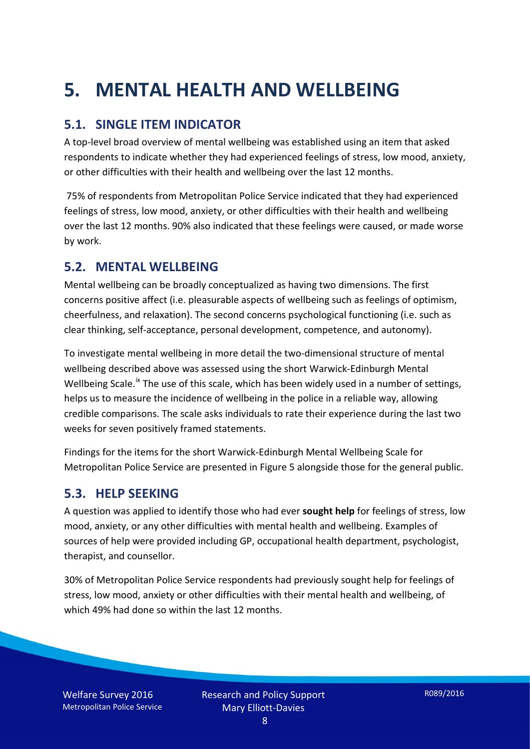# 5. MENTAL HEALTH AND WELLBEING

## 5.1. SINGLE ITEM INDICATOR

A top-level broad overview of mental wellbeing was established using an item that asked respondents to indicate whether they had experienced feelings of stress, low mood, anxiety, or other difficulties with their health and wellbeing over the last 12 months.

75% of respondents from Metropolitan Police Service indicated that they had experienced feelings of stress, low mood, anxiety, or other difficulties with their health and wellbeing over the last 12 months. 90% also indicated that these feelings were caused, or made worse by work.

## 5.2. MENTAL WELLBEING

Mental wellbeing can be broadly conceptualized as having two dimensions. The first concerns positive affect (i.e. pleasurable aspects of wellbeing such as feelings of optimism, cheerfulness, and relaxation). The second concerns psychological functioning (i.e. such as clear thinking, self-acceptance, personal development, competence, and autonomy).

To investigate mental wellbeing in more detail the two-dimensional structure of mental wellbeing described above was assessed using the short Warwick-Edinburgh Mental Wellbeing Scale.[ix] The use of this scale, which has been widely used in a number of settings, helps us to measure the incidence of wellbeing in the police in a reliable way, allowing credible comparisons. The scale asks individuals to rate their experience during the last two weeks for seven positively framed statements.

Findings for the items for the short Warwick-Edinburgh Mental Wellbeing Scale for Metropolitan Police Service are presented in Figure 5 alongside those for the general public.

## 5.3. HELP SEEKING

A question was applied to identify those who had ever **sought help** for feelings of stress, low mood, anxiety, or any other difficulties with mental health and wellbeing. Examples of sources of help were provided including GP, occupational health department, psychologist, therapist, and counsellor.

30% of Metropolitan Police Service respondents had previously sought help for feelings of stress, low mood, anxiety or other difficulties with their mental health and wellbeing, of which 49% had done so within the last 12 months.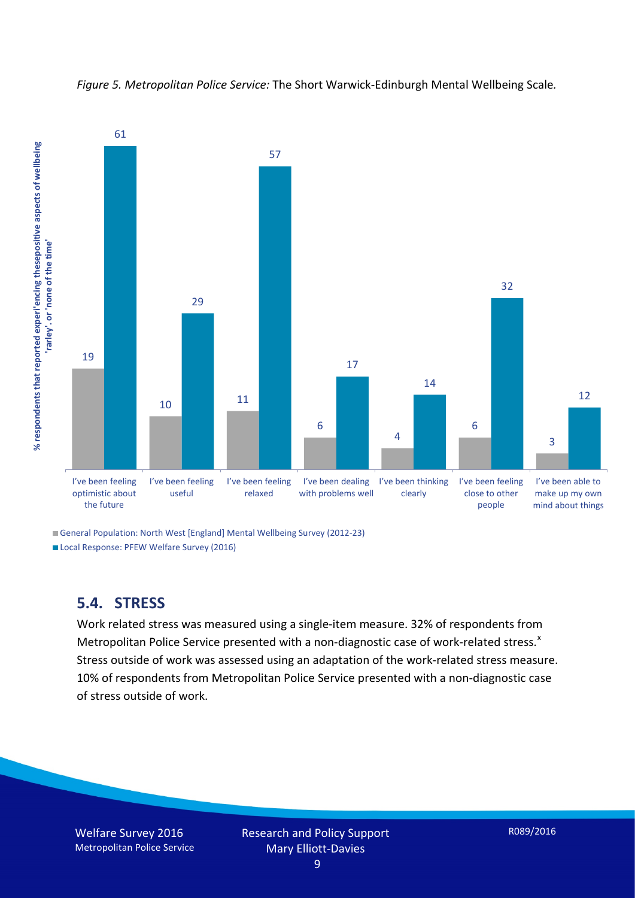*Figure 5. Metropolitan Police Service:* The Short Warwick-Edinburgh Mental Wellbeing Scale*.*

| | General Population: North West [England] Mental Wellbeing Survey (2012-23) | Local Response: PFEW Welfare Survey (2016) |
|---|---|---|
| I've been feeling optimistic about the future | 19 | 61 |
| I've been feeling useful | 10 | 29 |
| I've been feeling relaxed | 11 | 57 |
| I've been dealing with problems well | 6 | 17 |
| I've been thinking clearly | 4 | 14 |
| I've been feeling close to other people | 6 | 32 |
| I've been able to make up my own mind about things | 3 | 12 |

% respondents that reported experi'encing thesepositive aspects of wellbeing 'rarley'. or 'none of the time'

## 5.4. STRESS

Work related stress was measured using a single-item measure. 32% of respondents from Metropolitan Police Service presented with a non-diagnostic case of work-related stress.[x] Stress outside of work was assessed using an adaptation of the work-related stress measure. 10% of respondents from Metropolitan Police Service presented with a non-diagnostic case of stress outside of work.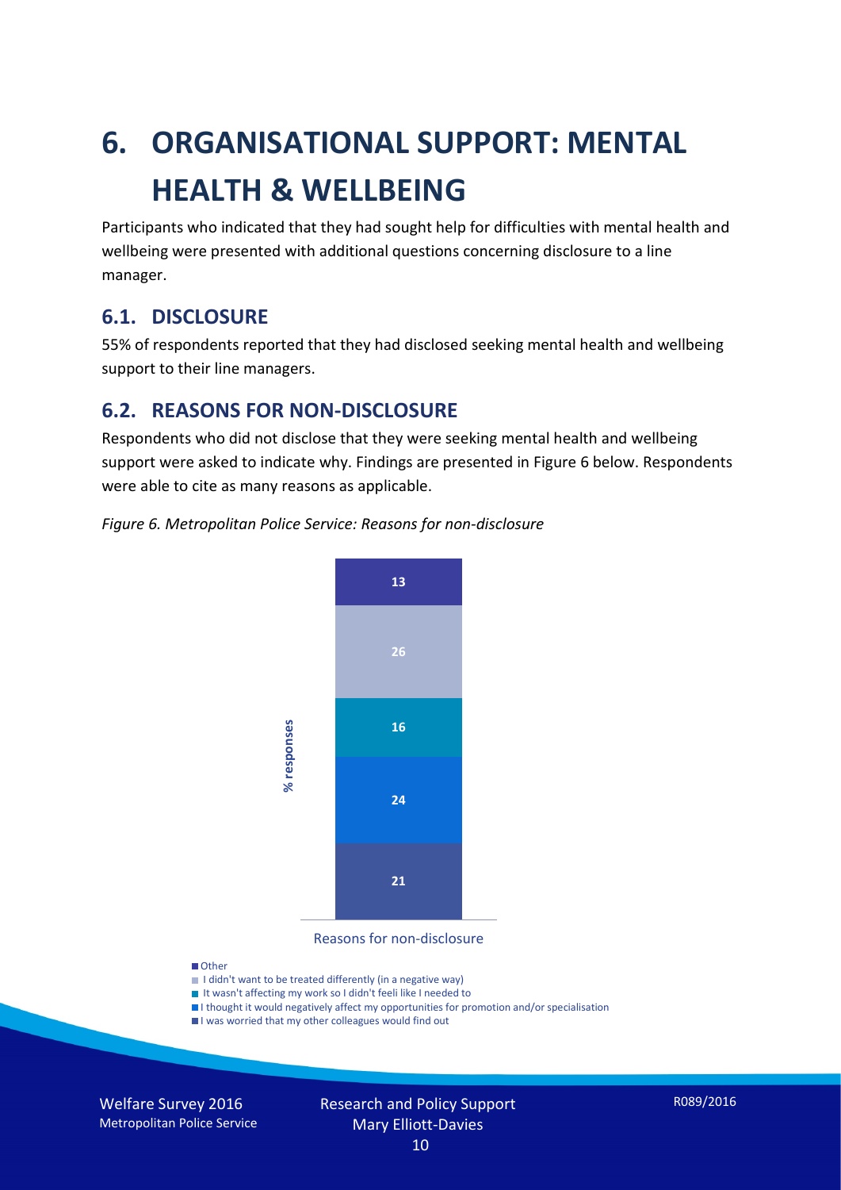# 6. ORGANISATIONAL SUPPORT: MENTAL HEALTH & WELLBEING

Participants who indicated that they had sought help for difficulties with mental health and wellbeing were presented with additional questions concerning disclosure to a line manager.

## 6.1. DISCLOSURE

55% of respondents reported that they had disclosed seeking mental health and wellbeing support to their line managers.

## 6.2. REASONS FOR NON-DISCLOSURE

Respondents who did not disclose that they were seeking mental health and wellbeing support were asked to indicate why. Findings are presented in Figure 6 below. Respondents were able to cite as many reasons as applicable.

*Figure 6. Metropolitan Police Service: Reasons for non-disclosure*

| Reasons for non-disclosure | % responses |
|---|---|
| Other | 13 |
| I didn't want to be treated differently (in a negative way) | 26 |
| It wasn't affecting my work so I didn't feeli like I needed to | 16 |
| I thought it would negatively affect my opportunities for promotion and/or specialisation | 24 |
| I was worried that my other colleagues would find out | 21 |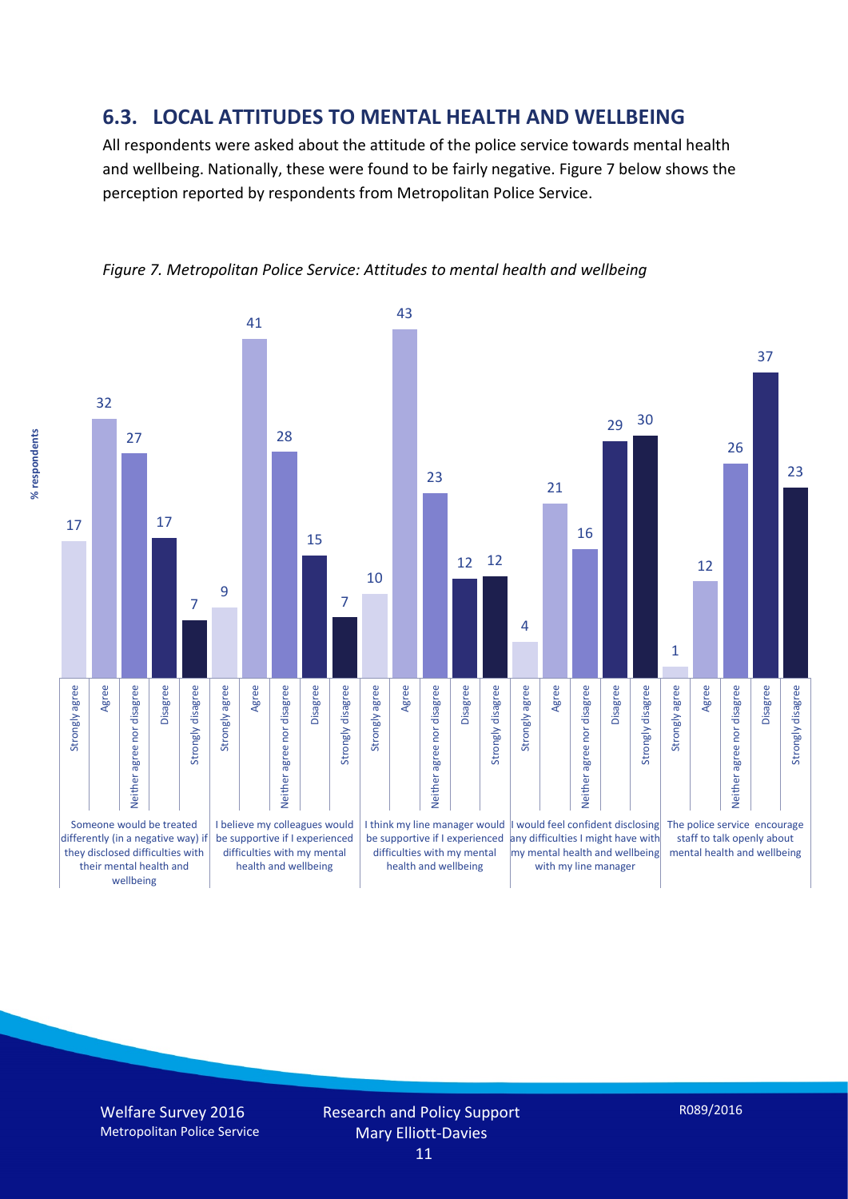## 6.3. LOCAL ATTITUDES TO MENTAL HEALTH AND WELLBEING

All respondents were asked about the attitude of the police service towards mental health and wellbeing. Nationally, these were found to be fairly negative. Figure 7 below shows the perception reported by respondents from Metropolitan Police Service.

*Figure 7. Metropolitan Police Service: Attitudes to mental health and wellbeing*

| % respondents | Strongly agree | Agree | Neither agree nor disagree | Disagree | Strongly disagree |
|---|---|---|---|---|---|
| Someone would be treated differently (in a negative way) if they disclosed difficulties with their mental health and wellbeing | 17 | 32 | 27 | 17 | 7 |
| I believe my colleagues would be supportive if I experienced difficulties with my mental health and wellbeing | 9 | 41 | 28 | 15 | 7 |
| I think my line manager would be supportive if I experienced difficulties with my mental health and wellbeing | 10 | 43 | 23 | 12 | 12 |
| I would feel confident disclosing any difficulties I might have with my mental health and wellbeing with my line manager | 4 | 21 | 16 | 29 | 30 |
| The police service encourage staff to talk openly about mental health and wellbeing | 1 | 12 | 26 | 37 | 23 |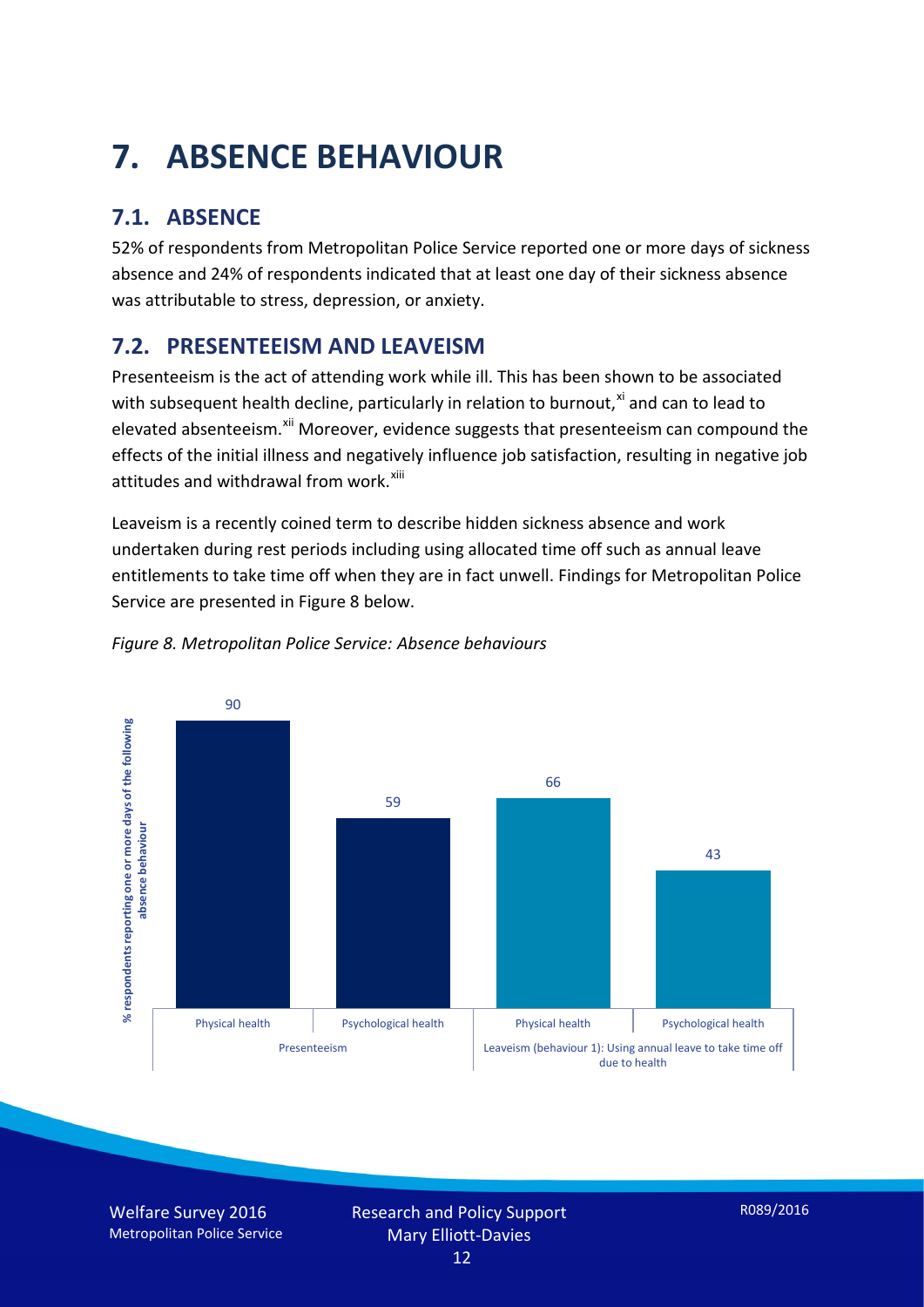# 7. ABSENCE BEHAVIOUR

## 7.1. ABSENCE

52% of respondents from Metropolitan Police Service reported one or more days of sickness absence and 24% of respondents indicated that at least one day of their sickness absence was attributable to stress, depression, or anxiety.

## 7.2. PRESENTEEISM AND LEAVEISM

Presenteeism is the act of attending work while ill. This has been shown to be associated with subsequent health decline, particularly in relation to burnout,[xi] and can to lead to elevated absenteeism.[xii] Moreover, evidence suggests that presenteeism can compound the effects of the initial illness and negatively influence job satisfaction, resulting in negative job attitudes and withdrawal from work.[xiii]

Leaveism is a recently coined term to describe hidden sickness absence and work undertaken during rest periods including using allocated time off such as annual leave entitlements to take time off when they are in fact unwell. Findings for Metropolitan Police Service are presented in Figure 8 below.

*Figure 8. Metropolitan Police Service: Absence behaviours*

| % respondents reporting one or more days of the following absence behaviour | Physical health | Psychological health |
| --- | --- | --- |
| Presenteeism | 90 | 59 |
| Leaveism (behaviour 1): Using annual leave to take time off due to health | 66 | 43 |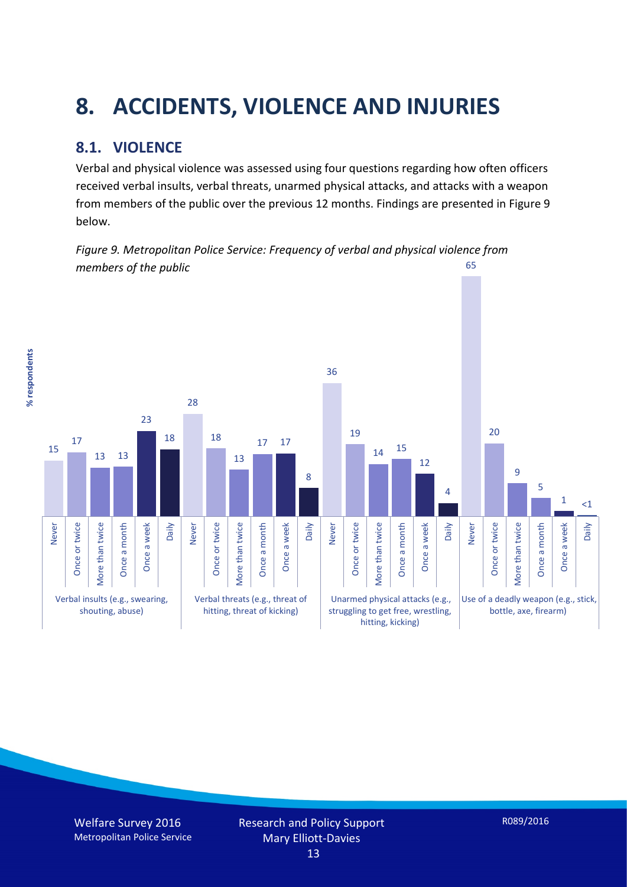# 8. ACCIDENTS, VIOLENCE AND INJURIES

## 8.1. VIOLENCE

Verbal and physical violence was assessed using four questions regarding how often officers received verbal insults, verbal threats, unarmed physical attacks, and attacks with a weapon from members of the public over the previous 12 months. Findings are presented in Figure 9 below.

*Figure 9. Metropolitan Police Service: Frequency of verbal and physical violence from members of the public*

| % respondents | Never | Once or twice | More than twice | Once a month | Once a week | Daily |
|---|---|---|---|---|---|---|
| Verbal insults (e.g., swearing, shouting, abuse) | 15 | 17 | 13 | 13 | 23 | 18 |
| Verbal threats (e.g., threat of hitting, threat of kicking) | 28 | 18 | 13 | 17 | 17 | 8 |
| Unarmed physical attacks (e.g., struggling to get free, wrestling, hitting, kicking) | 36 | 19 | 14 | 15 | 12 | 4 |
| Use of a deadly weapon (e.g., stick, bottle, axe, firearm) | 65 | 20 | 9 | 5 | 1 | <1 |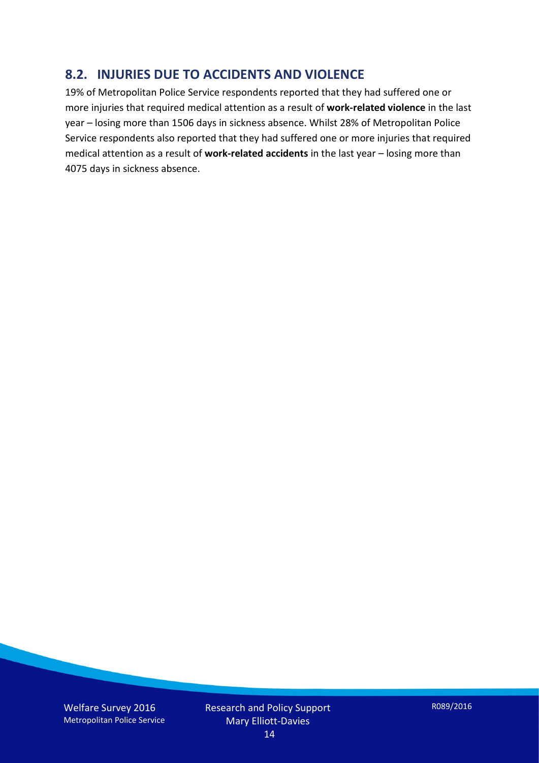## 8.2. INJURIES DUE TO ACCIDENTS AND VIOLENCE

19% of Metropolitan Police Service respondents reported that they had suffered one or more injuries that required medical attention as a result of **work-related violence** in the last year – losing more than 1506 days in sickness absence. Whilst 28% of Metropolitan Police Service respondents also reported that they had suffered one or more injuries that required medical attention as a result of **work-related accidents** in the last year – losing more than 4075 days in sickness absence.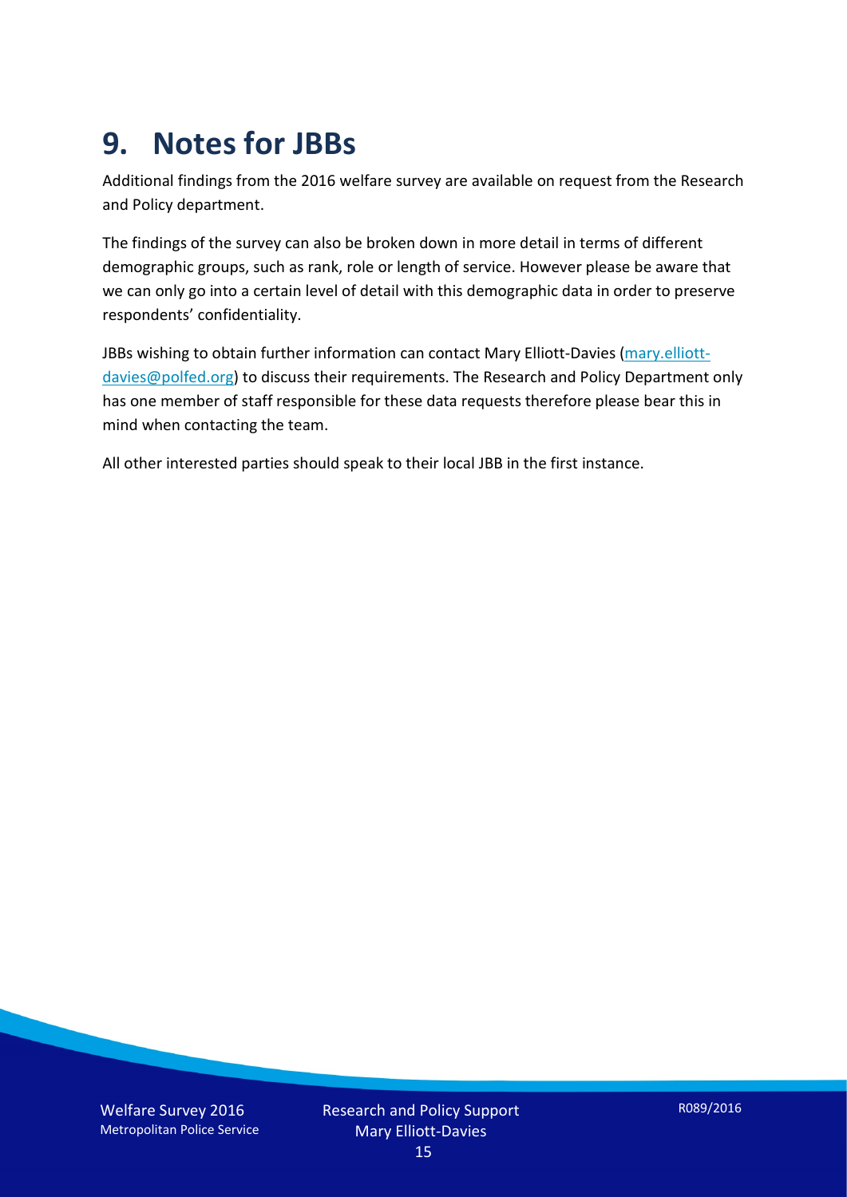# 9. Notes for JBBs

Additional findings from the 2016 welfare survey are available on request from the Research and Policy department.

The findings of the survey can also be broken down in more detail in terms of different demographic groups, such as rank, role or length of service. However please be aware that we can only go into a certain level of detail with this demographic data in order to preserve respondents' confidentiality.

JBBs wishing to obtain further information can contact Mary Elliott-Davies (mary.elliott-davies@polfed.org) to discuss their requirements. The Research and Policy Department only has one member of staff responsible for these data requests therefore please bear this in mind when contacting the team.

All other interested parties should speak to their local JBB in the first instance.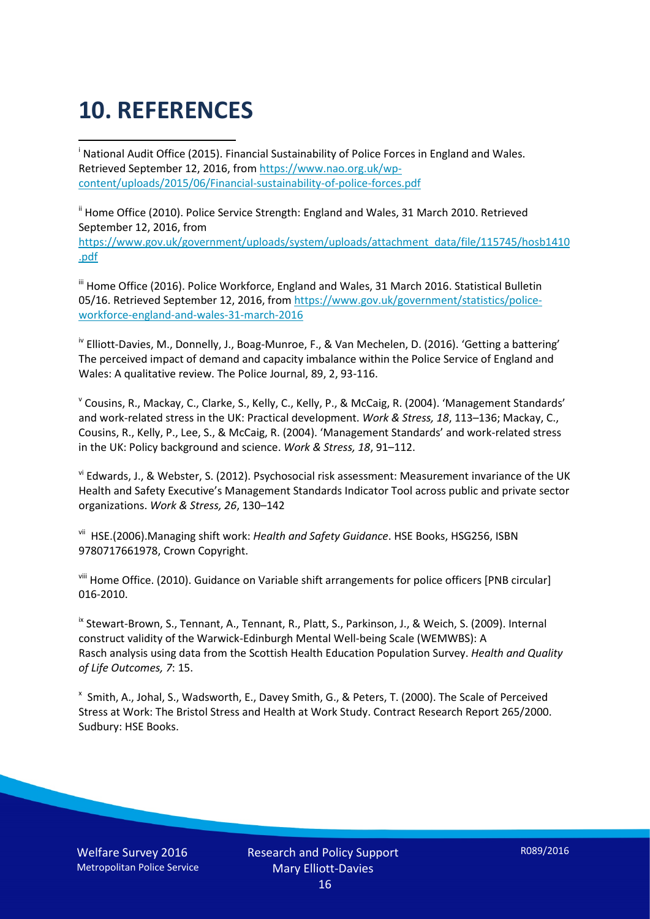# 10. REFERENCES

[i] National Audit Office (2015). Financial Sustainability of Police Forces in England and Wales. Retrieved September 12, 2016, from https://www.nao.org.uk/wp-content/uploads/2015/06/Financial-sustainability-of-police-forces.pdf

[ii] Home Office (2010). Police Service Strength: England and Wales, 31 March 2010. Retrieved September 12, 2016, from https://www.gov.uk/government/uploads/system/uploads/attachment_data/file/115745/hosb1410.pdf

[iii] Home Office (2016). Police Workforce, England and Wales, 31 March 2016. Statistical Bulletin 05/16. Retrieved September 12, 2016, from https://www.gov.uk/government/statistics/police-workforce-england-and-wales-31-march-2016

[iv] Elliott-Davies, M., Donnelly, J., Boag-Munroe, F., & Van Mechelen, D. (2016). 'Getting a battering' The perceived impact of demand and capacity imbalance within the Police Service of England and Wales: A qualitative review. The Police Journal, 89, 2, 93-116.

[v] Cousins, R., Mackay, C., Clarke, S., Kelly, C., Kelly, P., & McCaig, R. (2004). 'Management Standards' and work-related stress in the UK: Practical development. *Work & Stress, 18*, 113–136; Mackay, C., Cousins, R., Kelly, P., Lee, S., & McCaig, R. (2004). 'Management Standards' and work-related stress in the UK: Policy background and science. *Work & Stress, 18*, 91–112.

[vi] Edwards, J., & Webster, S. (2012). Psychosocial risk assessment: Measurement invariance of the UK Health and Safety Executive's Management Standards Indicator Tool across public and private sector organizations. *Work & Stress, 26*, 130–142

[vii] HSE.(2006).Managing shift work: *Health and Safety Guidance*. HSE Books, HSG256, ISBN 9780717661978, Crown Copyright.

[viii] Home Office. (2010). Guidance on Variable shift arrangements for police officers [PNB circular] 016-2010.

[ix] Stewart-Brown, S., Tennant, A., Tennant, R., Platt, S., Parkinson, J., & Weich, S. (2009). Internal construct validity of the Warwick-Edinburgh Mental Well-being Scale (WEMWBS): A Rasch analysis using data from the Scottish Health Education Population Survey. *Health and Quality of Life Outcomes, 7*: 15.

[x] Smith, A., Johal, S., Wadsworth, E., Davey Smith, G., & Peters, T. (2000). The Scale of Perceived Stress at Work: The Bristol Stress and Health at Work Study. Contract Research Report 265/2000. Sudbury: HSE Books.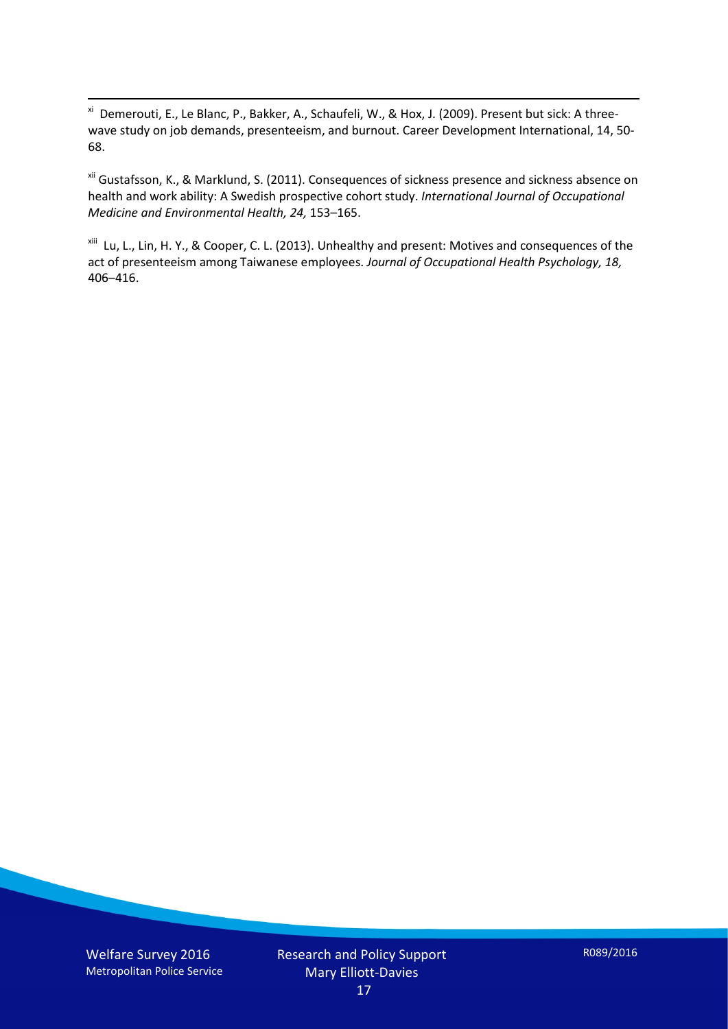[xi] Demerouti, E., Le Blanc, P., Bakker, A., Schaufeli, W., & Hox, J. (2009). Present but sick: A three-wave study on job demands, presenteeism, and burnout. Career Development International, 14, 50-68.

[xii] Gustafsson, K., & Marklund, S. (2011). Consequences of sickness presence and sickness absence on health and work ability: A Swedish prospective cohort study. *International Journal of Occupational Medicine and Environmental Health, 24,* 153–165.

[xiii] Lu, L., Lin, H. Y., & Cooper, C. L. (2013). Unhealthy and present: Motives and consequences of the act of presenteeism among Taiwanese employees. *Journal of Occupational Health Psychology, 18,* 406–416.